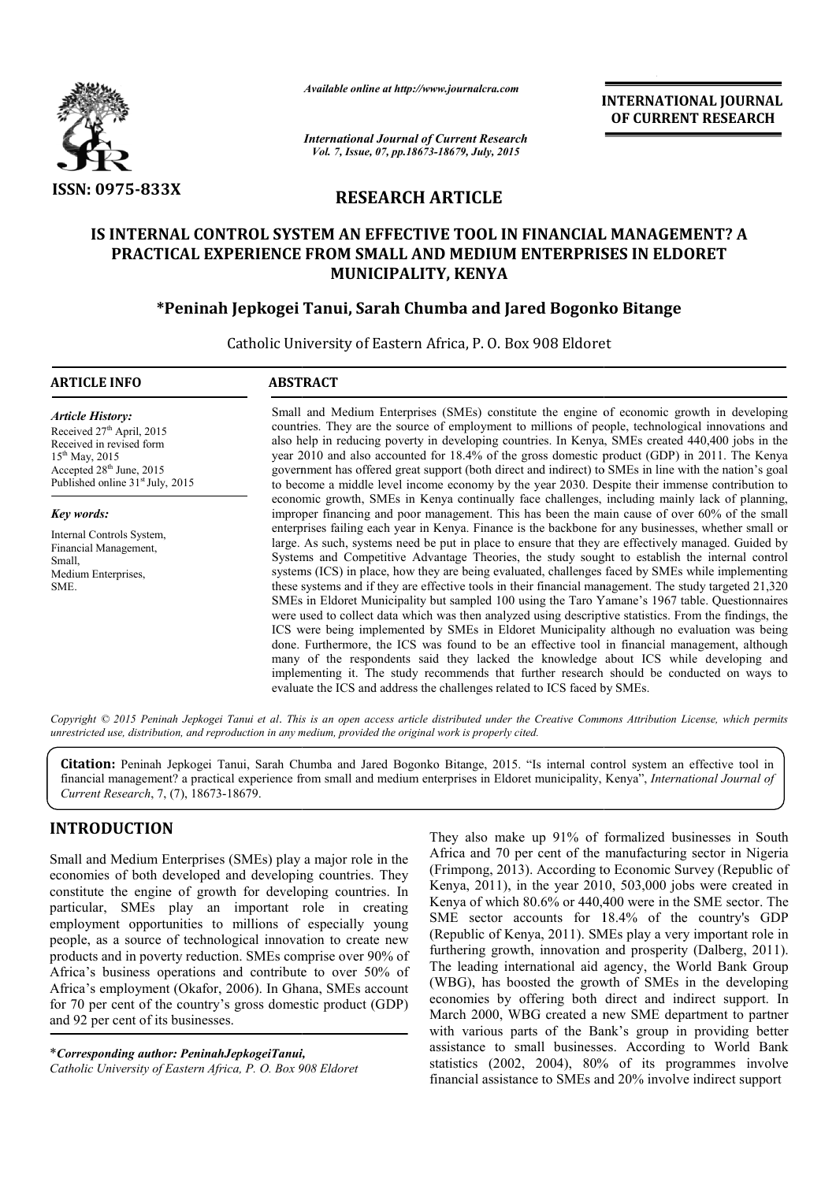# IS INTERNAL CONTROL SYSTEM AN EFFECTIVE TOOL IN FINANCIAL MANAGEMENT? A PRACTICAL EXPERIENCE FROM SMALL AND MEDIUM ENTERPRISES IN ELDORET MUNICIPALITY, KENYA

**\*Peninah Jepkogei Tanui, Sarah Chumba and Jared Bogonko Bitange**

Catholic University of Eastern Africa, P. O. Box 908 Eldoret

## ARTICLE INFO

*Article History:*
Received 27th April, 2015
Received in revised form 15th May, 2015
Accepted 28th June, 2015
Published online 31st July, 2015

*Key words:*
Internal Controls System, Financial Management, Small, Medium Enterprises, SME.

## ABSTRACT

Small and Medium Enterprises (SMEs) constitute the engine of economic growth in developing countries. They are the source of employment to millions of people, technological innovations and also help in reducing poverty in developing countries. In Kenya, SMEs created 440,400 jobs in the year 2010 and also accounted for 18.4% of the gross domestic product (GDP) in 2011. The Kenya government has offered great support (both direct and indirect) to SMEs in line with the nation's goal to become a middle level income economy by the year 2030. Despite their immense contribution to economic growth, SMEs in Kenya continually face challenges, including mainly lack of planning, improper financing and poor management. This has been the main cause of over 60% of the small enterprises failing each year in Kenya. Finance is the backbone for any businesses, whether small or large. As such, systems need be put in place to ensure that they are effectively managed. Guided by Systems and Competitive Advantage Theories, the study sought to establish the internal control systems (ICS) in place, how they are being evaluated, challenges faced by SMEs while implementing these systems and if they are effective tools in their financial management. The study targeted 21,320 SMEs in Eldoret Municipality but sampled 100 using the Taro Yamane's 1967 table. Questionnaires were used to collect data which was then analyzed using descriptive statistics. From the findings, the ICS were being implemented by SMEs in Eldoret Municipality although no evaluation was being done. Furthermore, the ICS was found to be an effective tool in financial management, although many of the respondents said they lacked the knowledge about ICS while developing and implementing it. The study recommends that further research should be conducted on ways to evaluate the ICS and address the challenges related to ICS faced by SMEs.

*Copyright © 2015 Peninah Jepkogei Tanui et al. This is an open access article distributed under the Creative Commons Attribution License, which permits unrestricted use, distribution, and reproduction in any medium, provided the original work is properly cited.*

**Citation:** Peninah Jepkogei Tanui, Sarah Chumba and Jared Bogonko Bitange, 2015. "Is internal control system an effective tool in financial management? a practical experience from small and medium enterprises in Eldoret municipality, Kenya", *International Journal of Current Research*, 7, (7), 18673-18679.

## INTRODUCTION

Small and Medium Enterprises (SMEs) play a major role in the economies of both developed and developing countries. They constitute the engine of growth for developing countries. In particular, SMEs play an important role in creating employment opportunities to millions of especially young people, as a source of technological innovation to create new products and in poverty reduction. SMEs comprise over 90% of Africa's business operations and contribute to over 50% of Africa's employment (Okafor, 2006). In Ghana, SMEs account for 70 per cent of the country's gross domestic product (GDP) and 92 per cent of its businesses. They also make up 91% of formalized businesses in South Africa and 70 per cent of the manufacturing sector in Nigeria (Frimpong, 2013). According to Economic Survey (Republic of Kenya, 2011), in the year 2010, 503,000 jobs were created in Kenya of which 80.6% or 440,400 were in the SME sector. The SME sector accounts for 18.4% of the country's GDP (Republic of Kenya, 2011). SMEs play a very important role in furthering growth, innovation and prosperity (Dalberg, 2011). The leading international aid agency, the World Bank Group (WBG), has boosted the growth of SMEs in the developing economies by offering both direct and indirect support. In March 2000, WBG created a new SME department to partner with various parts of the Bank's group in providing better assistance to small businesses. According to World Bank statistics (2002, 2004), 80% of its programmes involve financial assistance to SMEs and 20% involve indirect support

---

\**Corresponding author: PeninahJepkogeiTanui,*
*Catholic University of Eastern Africa, P. O. Box 908 Eldoret*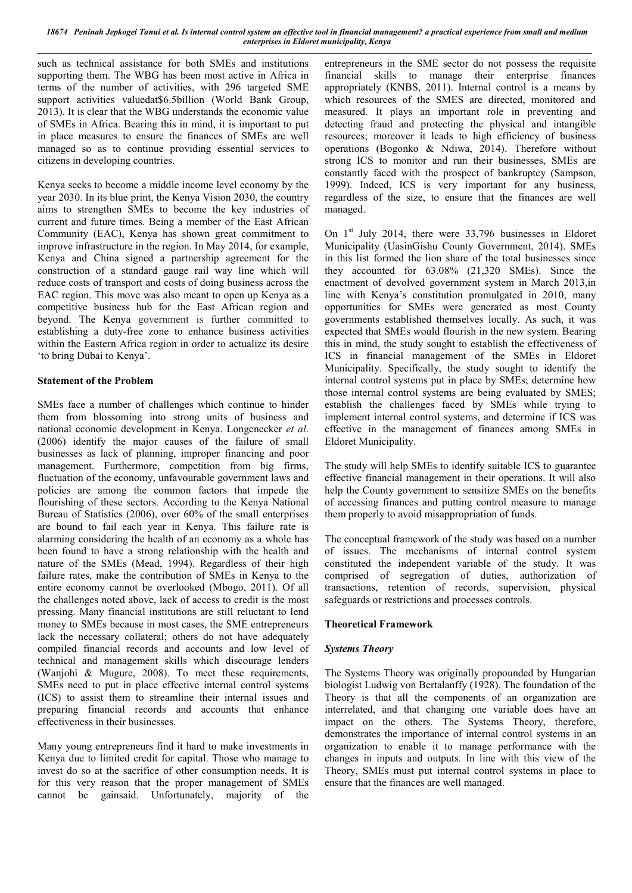such as technical assistance for both SMEs and institutions supporting them. The WBG has been most active in Africa in terms of the number of activities, with 296 targeted SME support activities valuedat$6.5billion (World Bank Group, 2013). It is clear that the WBG understands the economic value of SMEs in Africa. Bearing this in mind, it is important to put in place measures to ensure the finances of SMEs are well managed so as to continue providing essential services to citizens in developing countries.

Kenya seeks to become a middle income level economy by the year 2030. In its blue print, the Kenya Vision 2030, the country aims to strengthen SMEs to become the key industries of current and future times. Being a member of the East African Community (EAC), Kenya has shown great commitment to improve infrastructure in the region. In May 2014, for example, Kenya and China signed a partnership agreement for the construction of a standard gauge rail way line which will reduce costs of transport and costs of doing business across the EAC region. This move was also meant to open up Kenya as a competitive business hub for the East African region and beyond. The Kenya government is further committed to establishing a duty-free zone to enhance business activities within the Eastern Africa region in order to actualize its desire 'to bring Dubai to Kenya'.

**Statement of the Problem**

SMEs face a number of challenges which continue to hinder them from blossoming into strong units of business and national economic development in Kenya. Longenecker *et al*. (2006) identify the major causes of the failure of small businesses as lack of planning, improper financing and poor management. Furthermore, competition from big firms, fluctuation of the economy, unfavourable government laws and policies are among the common factors that impede the flourishing of these sectors. According to the Kenya National Bureau of Statistics (2006), over 60% of the small enterprises are bound to fail each year in Kenya. This failure rate is alarming considering the health of an economy as a whole has been found to have a strong relationship with the health and nature of the SMEs (Mead, 1994). Regardless of their high failure rates, make the contribution of SMEs in Kenya to the entire economy cannot be overlooked (Mbogo, 2011). Of all the challenges noted above, lack of access to credit is the most pressing. Many financial institutions are still reluctant to lend money to SMEs because in most cases, the SME entrepreneurs lack the necessary collateral; others do not have adequately compiled financial records and accounts and low level of technical and management skills which discourage lenders (Wanjohi & Mugure, 2008). To meet these requirements, SMEs need to put in place effective internal control systems (ICS) to assist them to streamline their internal issues and preparing financial records and accounts that enhance effectiveness in their businesses.

Many young entrepreneurs find it hard to make investments in Kenya due to limited credit for capital. Those who manage to invest do so at the sacrifice of other consumption needs. It is for this very reason that the proper management of SMEs cannot be gainsaid. Unfortunately, majority of the entrepreneurs in the SME sector do not possess the requisite financial skills to manage their enterprise finances appropriately (KNBS, 2011). Internal control is a means by which resources of the SMES are directed, monitored and measured. It plays an important role in preventing and detecting fraud and protecting the physical and intangible resources; moreover it leads to high efficiency of business operations (Bogonko & Ndiwa, 2014). Therefore without strong ICS to monitor and run their businesses, SMEs are constantly faced with the prospect of bankruptcy (Sampson, 1999). Indeed, ICS is very important for any business, regardless of the size, to ensure that the finances are well managed.

On 1st July 2014, there were 33,796 businesses in Eldoret Municipality (UasinGishu County Government, 2014). SMEs in this list formed the lion share of the total businesses since they accounted for 63.08% (21,320 SMEs). Since the enactment of devolved government system in March 2013,in line with Kenya's constitution promulgated in 2010, many opportunities for SMEs were generated as most County governments established themselves locally. As such, it was expected that SMEs would flourish in the new system. Bearing this in mind, the study sought to establish the effectiveness of ICS in financial management of the SMEs in Eldoret Municipality. Specifically, the study sought to identify the internal control systems put in place by SMEs; determine how those internal control systems are being evaluated by SMES; establish the challenges faced by SMEs while trying to implement internal control systems, and determine if ICS was effective in the management of finances among SMEs in Eldoret Municipality.

The study will help SMEs to identify suitable ICS to guarantee effective financial management in their operations. It will also help the County government to sensitize SMEs on the benefits of accessing finances and putting control measure to manage them properly to avoid misappropriation of funds.

The conceptual framework of the study was based on a number of issues. The mechanisms of internal control system constituted the independent variable of the study. It was comprised of segregation of duties, authorization of transactions, retention of records, supervision, physical safeguards or restrictions and processes controls.

**Theoretical Framework**

***Systems Theory***

The Systems Theory was originally propounded by Hungarian biologist Ludwig von Bertalanffy (1928). The foundation of the Theory is that all the components of an organization are interrelated, and that changing one variable does have an impact on the others. The Systems Theory, therefore, demonstrates the importance of internal control systems in an organization to enable it to manage performance with the changes in inputs and outputs. In line with this view of the Theory, SMEs must put internal control systems in place to ensure that the finances are well managed.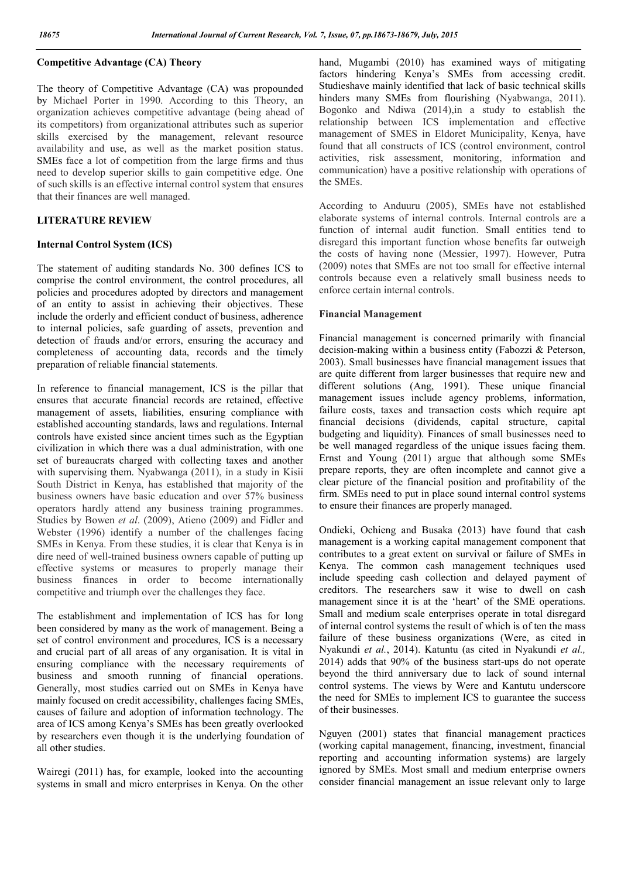### Competitive Advantage (CA) Theory

The theory of Competitive Advantage (CA) was propounded by Michael Porter in 1990. According to this Theory, an organization achieves competitive advantage (being ahead of its competitors) from organizational attributes such as superior skills exercised by the management, relevant resource availability and use, as well as the market position status. SMEs face a lot of competition from the large firms and thus need to develop superior skills to gain competitive edge. One of such skills is an effective internal control system that ensures that their finances are well managed.

## LITERATURE REVIEW

### Internal Control System (ICS)

The statement of auditing standards No. 300 defines ICS to comprise the control environment, the control procedures, all policies and procedures adopted by directors and management of an entity to assist in achieving their objectives. These include the orderly and efficient conduct of business, adherence to internal policies, safe guarding of assets, prevention and detection of frauds and/or errors, ensuring the accuracy and completeness of accounting data, records and the timely preparation of reliable financial statements.

In reference to financial management, ICS is the pillar that ensures that accurate financial records are retained, effective management of assets, liabilities, ensuring compliance with established accounting standards, laws and regulations. Internal controls have existed since ancient times such as the Egyptian civilization in which there was a dual administration, with one set of bureaucrats charged with collecting taxes and another with supervising them. Nyabwanga (2011), in a study in Kisii South District in Kenya, has established that majority of the business owners have basic education and over 57% business operators hardly attend any business training programmes. Studies by Bowen *et al*. (2009), Atieno (2009) and Fidler and Webster (1996) identify a number of the challenges facing SMEs in Kenya. From these studies, it is clear that Kenya is in dire need of well-trained business owners capable of putting up effective systems or measures to properly manage their business finances in order to become internationally competitive and triumph over the challenges they face.

The establishment and implementation of ICS has for long been considered by many as the work of management. Being a set of control environment and procedures, ICS is a necessary and crucial part of all areas of any organisation. It is vital in ensuring compliance with the necessary requirements of business and smooth running of financial operations. Generally, most studies carried out on SMEs in Kenya have mainly focused on credit accessibility, challenges facing SMEs, causes of failure and adoption of information technology. The area of ICS among Kenya's SMEs has been greatly overlooked by researchers even though it is the underlying foundation of all other studies.

Wairegi (2011) has, for example, looked into the accounting systems in small and micro enterprises in Kenya. On the other hand, Mugambi (2010) has examined ways of mitigating factors hindering Kenya's SMEs from accessing credit. Studieshave mainly identified that lack of basic technical skills hinders many SMEs from flourishing (Nyabwanga, 2011). Bogonko and Ndiwa (2014),in a study to establish the relationship between ICS implementation and effective management of SMES in Eldoret Municipality, Kenya, have found that all constructs of ICS (control environment, control activities, risk assessment, monitoring, information and communication) have a positive relationship with operations of the SMEs.

According to Anduuru (2005), SMEs have not established elaborate systems of internal controls. Internal controls are a function of internal audit function. Small entities tend to disregard this important function whose benefits far outweigh the costs of having none (Messier, 1997). However, Putra (2009) notes that SMEs are not too small for effective internal controls because even a relatively small business needs to enforce certain internal controls.

### Financial Management

Financial management is concerned primarily with financial decision-making within a business entity (Fabozzi & Peterson, 2003). Small businesses have financial management issues that are quite different from larger businesses that require new and different solutions (Ang, 1991). These unique financial management issues include agency problems, information, failure costs, taxes and transaction costs which require apt financial decisions (dividends, capital structure, capital budgeting and liquidity). Finances of small businesses need to be well managed regardless of the unique issues facing them. Ernst and Young (2011) argue that although some SMEs prepare reports, they are often incomplete and cannot give a clear picture of the financial position and profitability of the firm. SMEs need to put in place sound internal control systems to ensure their finances are properly managed.

Ondieki, Ochieng and Busaka (2013) have found that cash management is a working capital management component that contributes to a great extent on survival or failure of SMEs in Kenya. The common cash management techniques used include speeding cash collection and delayed payment of creditors. The researchers saw it wise to dwell on cash management since it is at the 'heart' of the SME operations. Small and medium scale enterprises operate in total disregard of internal control systems the result of which is of ten the mass failure of these business organizations (Were, as cited in Nyakundi *et al.*, 2014). Katuntu (as cited in Nyakundi *et al.,* 2014) adds that 90% of the business start-ups do not operate beyond the third anniversary due to lack of sound internal control systems. The views by Were and Kantutu underscore the need for SMEs to implement ICS to guarantee the success of their businesses.

Nguyen (2001) states that financial management practices (working capital management, financing, investment, financial reporting and accounting information systems) are largely ignored by SMEs. Most small and medium enterprise owners consider financial management an issue relevant only to large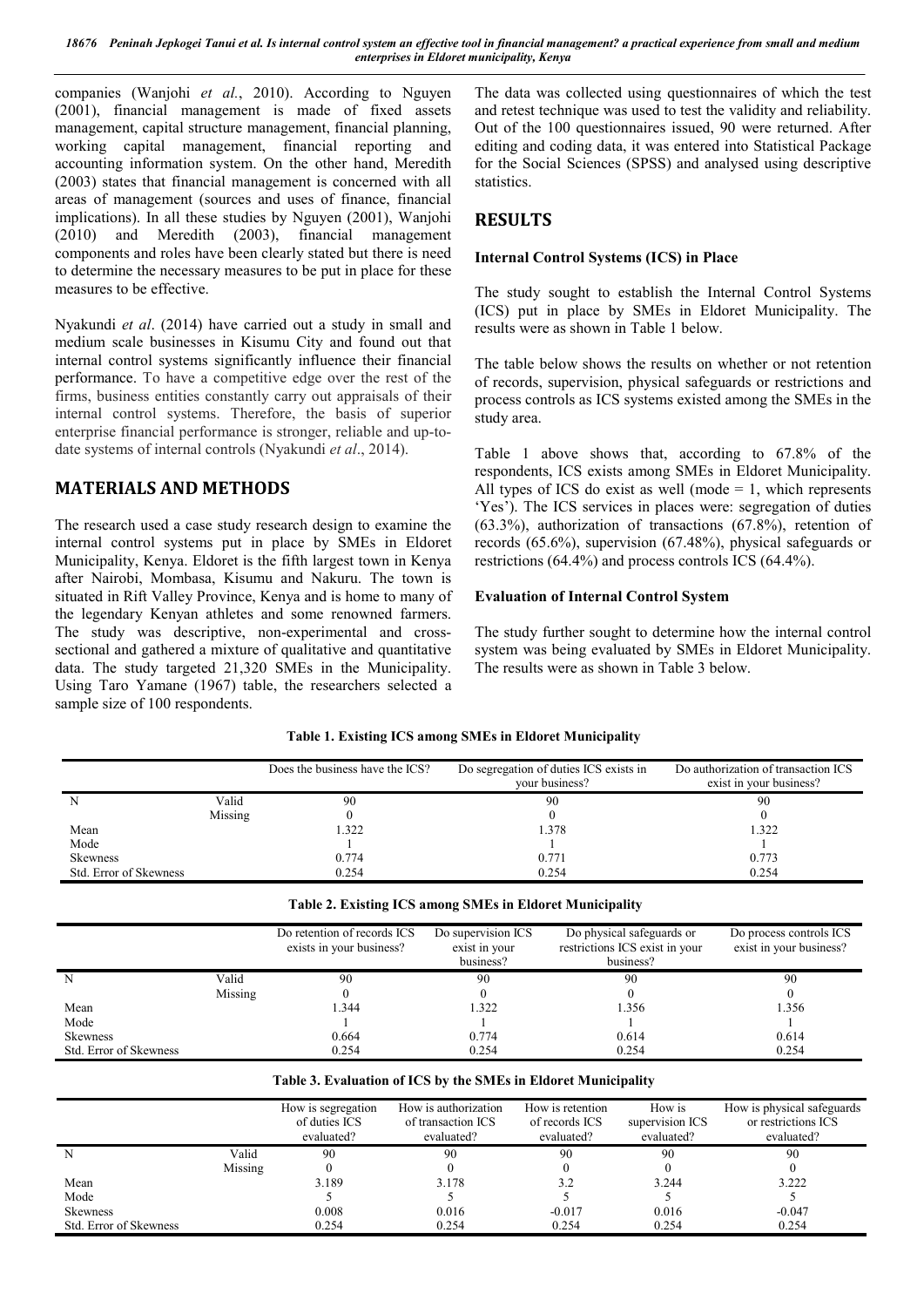companies (Wanjohi *et al.*, 2010). According to Nguyen (2001), financial management is made of fixed assets management, capital structure management, financial planning, working capital management, financial reporting and accounting information system. On the other hand, Meredith (2003) states that financial management is concerned with all areas of management (sources and uses of finance, financial implications). In all these studies by Nguyen (2001), Wanjohi (2010) and Meredith (2003), financial management components and roles have been clearly stated but there is need to determine the necessary measures to be put in place for these measures to be effective.

Nyakundi *et al*. (2014) have carried out a study in small and medium scale businesses in Kisumu City and found out that internal control systems significantly influence their financial performance. To have a competitive edge over the rest of the firms, business entities constantly carry out appraisals of their internal control systems. Therefore, the basis of superior enterprise financial performance is stronger, reliable and up-to-date systems of internal controls (Nyakundi *et al*., 2014).

## MATERIALS AND METHODS

The research used a case study research design to examine the internal control systems put in place by SMEs in Eldoret Municipality, Kenya. Eldoret is the fifth largest town in Kenya after Nairobi, Mombasa, Kisumu and Nakuru. The town is situated in Rift Valley Province, Kenya and is home to many of the legendary Kenyan athletes and some renowned farmers. The study was descriptive, non-experimental and cross-sectional and gathered a mixture of qualitative and quantitative data. The study targeted 21,320 SMEs in the Municipality. Using Taro Yamane (1967) table, the researchers selected a sample size of 100 respondents.

The data was collected using questionnaires of which the test and retest technique was used to test the validity and reliability. Out of the 100 questionnaires issued, 90 were returned. After editing and coding data, it was entered into Statistical Package for the Social Sciences (SPSS) and analysed using descriptive statistics.

## RESULTS

### Internal Control Systems (ICS) in Place

The study sought to establish the Internal Control Systems (ICS) put in place by SMEs in Eldoret Municipality. The results were as shown in Table 1 below.

The table below shows the results on whether or not retention of records, supervision, physical safeguards or restrictions and process controls as ICS systems existed among the SMEs in the study area.

Table 1 above shows that, according to 67.8% of the respondents, ICS exists among SMEs in Eldoret Municipality. All types of ICS do exist as well (mode = 1, which represents 'Yes'). The ICS services in places were: segregation of duties (63.3%), authorization of transactions (67.8%), retention of records (65.6%), supervision (67.48%), physical safeguards or restrictions (64.4%) and process controls ICS (64.4%).

### Evaluation of Internal Control System

The study further sought to determine how the internal control system was being evaluated by SMEs in Eldoret Municipality. The results were as shown in Table 3 below.

**Table 1. Existing ICS among SMEs in Eldoret Municipality**

| | | Does the business have the ICS? | Do segregation of duties ICS exists in your business? | Do authorization of transaction ICS exist in your business? |
|---|---|---|---|---|
| N | Valid | 90 | 90 | 90 |
| | Missing | 0 | 0 | 0 |
| Mean | | 1.322 | 1.378 | 1.322 |
| Mode | | 1 | 1 | 1 |
| Skewness | | 0.774 | 0.771 | 0.773 |
| Std. Error of Skewness | | 0.254 | 0.254 | 0.254 |

**Table 2. Existing ICS among SMEs in Eldoret Municipality**

| | | Do retention of records ICS exists in your business? | Do supervision ICS exist in your business? | Do physical safeguards or restrictions ICS exist in your business? | Do process controls ICS exist in your business? |
|---|---|---|---|---|---|
| N | Valid | 90 | 90 | 90 | 90 |
| | Missing | 0 | 0 | 0 | 0 |
| Mean | | 1.344 | 1.322 | 1.356 | 1.356 |
| Mode | | 1 | 1 | 1 | 1 |
| Skewness | | 0.664 | 0.774 | 0.614 | 0.614 |
| Std. Error of Skewness | | 0.254 | 0.254 | 0.254 | 0.254 |

**Table 3. Evaluation of ICS by the SMEs in Eldoret Municipality**

| | | How is segregation of duties ICS evaluated? | How is authorization of transaction ICS evaluated? | How is retention of records ICS evaluated? | How is supervision ICS evaluated? | How is physical safeguards or restrictions ICS evaluated? |
|---|---|---|---|---|---|---|
| N | Valid | 90 | 90 | 90 | 90 | 90 |
| | Missing | 0 | 0 | 0 | 0 | 0 |
| Mean | | 3.189 | 3.178 | 3.2 | 3.244 | 3.222 |
| Mode | | 5 | 5 | 5 | 5 | 5 |
| Skewness | | 0.008 | 0.016 | -0.017 | 0.016 | -0.047 |
| Std. Error of Skewness | | 0.254 | 0.254 | 0.254 | 0.254 | 0.254 |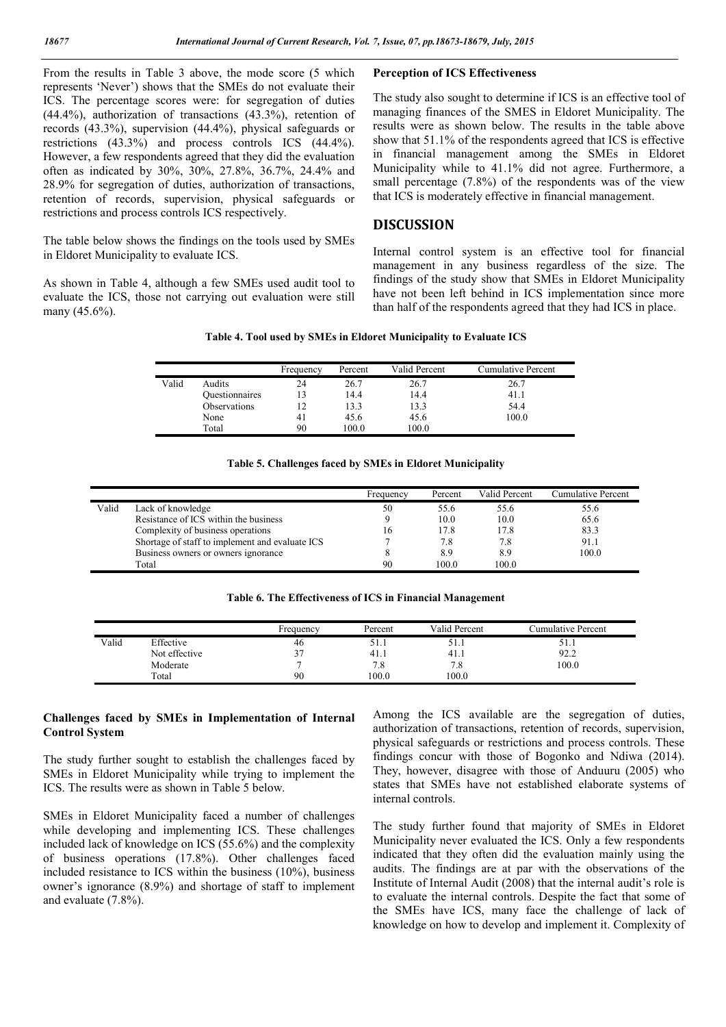From the results in Table 3 above, the mode score (5 which represents 'Never') shows that the SMEs do not evaluate their ICS. The percentage scores were: for segregation of duties (44.4%), authorization of transactions (43.3%), retention of records (43.3%), supervision (44.4%), physical safeguards or restrictions (43.3%) and process controls ICS (44.4%). However, a few respondents agreed that they did the evaluation often as indicated by 30%, 30%, 27.8%, 36.7%, 24.4% and 28.9% for segregation of duties, authorization of transactions, retention of records, supervision, physical safeguards or restrictions and process controls ICS respectively.

The table below shows the findings on the tools used by SMEs in Eldoret Municipality to evaluate ICS.

As shown in Table 4, although a few SMEs used audit tool to evaluate the ICS, those not carrying out evaluation were still many (45.6%).

**Table 4. Tool used by SMEs in Eldoret Municipality to Evaluate ICS**

| | | Frequency | Percent | Valid Percent | Cumulative Percent |
|---|---|---|---|---|---|
| Valid | Audits | 24 | 26.7 | 26.7 | 26.7 |
| | Questionnaires | 13 | 14.4 | 14.4 | 41.1 |
| | Observations | 12 | 13.3 | 13.3 | 54.4 |
| | None | 41 | 45.6 | 45.6 | 100.0 |
| | Total | 90 | 100.0 | 100.0 | |

**Table 5. Challenges faced by SMEs in Eldoret Municipality**

| | | Frequency | Percent | Valid Percent | Cumulative Percent |
|---|---|---|---|---|---|
| Valid | Lack of knowledge | 50 | 55.6 | 55.6 | 55.6 |
| | Resistance of ICS within the business | 9 | 10.0 | 10.0 | 65.6 |
| | Complexity of business operations | 16 | 17.8 | 17.8 | 83.3 |
| | Shortage of staff to implement and evaluate ICS | 7 | 7.8 | 7.8 | 91.1 |
| | Business owners or owners ignorance | 8 | 8.9 | 8.9 | 100.0 |
| | Total | 90 | 100.0 | 100.0 | |

**Table 6. The Effectiveness of ICS in Financial Management**

| | | Frequency | Percent | Valid Percent | Cumulative Percent |
|---|---|---|---|---|---|
| Valid | Effective | 46 | 51.1 | 51.1 | 51.1 |
| | Not effective | 37 | 41.1 | 41.1 | 92.2 |
| | Moderate | 7 | 7.8 | 7.8 | 100.0 |
| | Total | 90 | 100.0 | 100.0 | |

**Challenges faced by SMEs in Implementation of Internal Control System**

The study further sought to establish the challenges faced by SMEs in Eldoret Municipality while trying to implement the ICS. The results were as shown in Table 5 below.

SMEs in Eldoret Municipality faced a number of challenges while developing and implementing ICS. These challenges included lack of knowledge on ICS (55.6%) and the complexity of business operations (17.8%). Other challenges faced included resistance to ICS within the business (10%), business owner's ignorance (8.9%) and shortage of staff to implement and evaluate (7.8%).

**Perception of ICS Effectiveness**

The study also sought to determine if ICS is an effective tool of managing finances of the SMES in Eldoret Municipality. The results were as shown below. The results in the table above show that 51.1% of the respondents agreed that ICS is effective in financial management among the SMEs in Eldoret Municipality while to 41.1% did not agree. Furthermore, a small percentage (7.8%) of the respondents was of the view that ICS is moderately effective in financial management.

## DISCUSSION

Internal control system is an effective tool for financial management in any business regardless of the size. The findings of the study show that SMEs in Eldoret Municipality have not been left behind in ICS implementation since more than half of the respondents agreed that they had ICS in place.

Among the ICS available are the segregation of duties, authorization of transactions, retention of records, supervision, physical safeguards or restrictions and process controls. These findings concur with those of Bogonko and Ndiwa (2014). They, however, disagree with those of Anduuru (2005) who states that SMEs have not established elaborate systems of internal controls.

The study further found that majority of SMEs in Eldoret Municipality never evaluated the ICS. Only a few respondents indicated that they often did the evaluation mainly using the audits. The findings are at par with the observations of the Institute of Internal Audit (2008) that the internal audit's role is to evaluate the internal controls. Despite the fact that some of the SMEs have ICS, many face the challenge of lack of knowledge on how to develop and implement it. Complexity of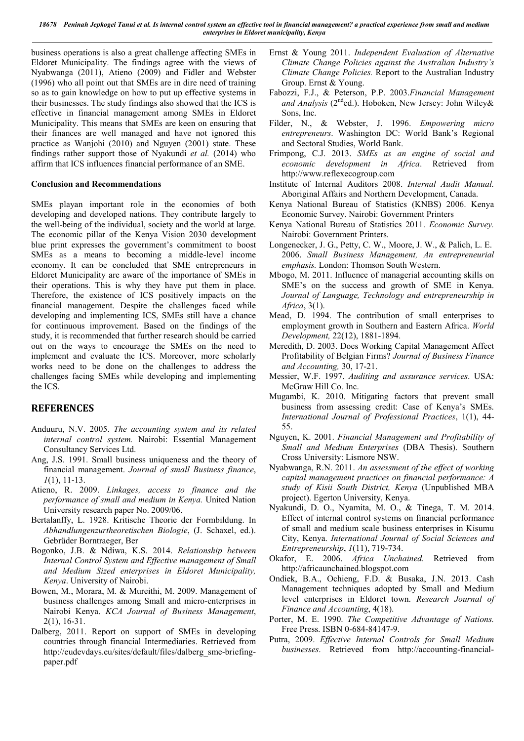business operations is also a great challenge affecting SMEs in Eldoret Municipality. The findings agree with the views of Nyabwanga (2011), Atieno (2009) and Fidler and Webster (1996) who all point out that SMEs are in dire need of training so as to gain knowledge on how to put up effective systems in their businesses. The study findings also showed that the ICS is effective in financial management among SMEs in Eldoret Municipality. This means that SMEs are keen on ensuring that their finances are well managed and have not ignored this practice as Wanjohi (2010) and Nguyen (2001) state. These findings rather support those of Nyakundi *et al.* (2014) who affirm that ICS influences financial performance of an SME.

**Conclusion and Recommendations**

SMEs playan important role in the economies of both developing and developed nations. They contribute largely to the well-being of the individual, society and the world at large. The economic pillar of the Kenya Vision 2030 development blue print expresses the government's commitment to boost SMEs as a means to becoming a middle-level income economy. It can be concluded that SME entrepreneurs in Eldoret Municipality are aware of the importance of SMEs in their operations. This is why they have put them in place. Therefore, the existence of ICS positively impacts on the financial management. Despite the challenges faced while developing and implementing ICS, SMEs still have a chance for continuous improvement. Based on the findings of the study, it is recommended that further research should be carried out on the ways to encourage the SMEs on the need to implement and evaluate the ICS. Moreover, more scholarly works need to be done on the challenges to address the challenges facing SMEs while developing and implementing the ICS.

## REFERENCES

Anduuru, N.V. 2005. *The accounting system and its related internal control system.* Nairobi: Essential Management Consultancy Services Ltd.

Ang, J.S. 1991. Small business uniqueness and the theory of financial management. *Journal of small Business finance*, *1*(1), 11-13.

Atieno, R. 2009. *Linkages, access to finance and the performance of small and medium in Kenya.* United Nation University research paper No. 2009/06.

Bertalanffy, L. 1928. Kritische Theorie der Formbildung. In *Abhandlungenzurtheoretischen Biologie*, (J. Schaxel, ed.). Gebrüder Borntraeger, Ber

Bogonko, J.B. & Ndiwa, K.S. 2014. *Relationship between Internal Control System and Effective management of Small and Medium Sized enterprises in Eldoret Municipality, Kenya*. University of Nairobi.

Bowen, M., Morara, M. & Mureithi, M. 2009. Management of business challenges among Small and micro-enterprises in Nairobi Kenya. *KCA Journal of Business Management*, 2(1), 16-31.

Dalberg, 2011. Report on support of SMEs in developing countries through financial Intermediaries. Retrieved from http://eudevdays.eu/sites/default/files/dalberg_sme-briefing-paper.pdf

Ernst & Young 2011. *Independent Evaluation of Alternative Climate Change Policies against the Australian Industry's Climate Change Policies.* Report to the Australian Industry Group. Ernst & Young.

Fabozzi, F.J., & Peterson, P.P. 2003.*Financial Management and Analysis* (2nded.). Hoboken, New Jersey: John Wiley& Sons, Inc.

Filder, N., & Webster, J. 1996. *Empowering micro entrepreneurs*. Washington DC: World Bank's Regional and Sectoral Studies, World Bank.

Frimpong, C.J. 2013. *SMEs as an engine of social and economic development in Africa*. Retrieved from http://www.reflexecogroup.com

Institute of Internal Auditors 2008. *Internal Audit Manual.* Aboriginal Affairs and Northern Development, Canada.

Kenya National Bureau of Statistics (KNBS) 2006. Kenya Economic Survey. Nairobi: Government Printers

Kenya National Bureau of Statistics 2011. *Economic Survey.* Nairobi: Government Printers.

Longenecker, J. G., Petty, C. W., Moore, J. W., & Palich, L. E. 2006. *Small Business Management, An entrepreneurial emphasis.* London: Thomson South Western.

Mbogo, M. 2011. Influence of managerial accounting skills on SME's on the success and growth of SME in Kenya. *Journal of Language, Technology and entrepreneurship in Africa*, 3(1).

Mead, D. 1994. The contribution of small enterprises to employment growth in Southern and Eastern Africa. *World Development,* 22(12), 1881-1894.

Meredith, D. 2003. Does Working Capital Management Affect Profitability of Belgian Firms? *Journal of Business Finance and Accounting,* 30, 17-21.

Messier, W.F. 1997. *Auditing and assurance services*. USA: McGraw Hill Co. Inc.

Mugambi, K. 2010. Mitigating factors that prevent small business from assessing credit: Case of Kenya's SMEs. *International Journal of Professional Practices*, 1(1), 44-55.

Nguyen, K. 2001. *Financial Management and Profitability of Small and Medium Enterprises* (DBA Thesis). Southern Cross University: Lismore NSW.

Nyabwanga, R.N. 2011. *An assessment of the effect of working capital management practices on financial performance: A study of Kisii South District, Kenya* (Unpublished MBA project). Egerton University, Kenya.

Nyakundi, D. O., Nyamita, M. O., & Tinega, T. M. 2014. Effect of internal control systems on financial performance of small and medium scale business enterprises in Kisumu City, Kenya. *International Journal of Social Sciences and Entrepreneurship*, *1*(11), 719-734.

Okafor, E. 2006. *Africa Unchained.* Retrieved from http://africaunchained.blogspot.com

Ondiek, B.A., Ochieng, F.D. & Busaka, J.N. 2013. Cash Management techniques adopted by Small and Medium level enterprises in Eldoret town. *Research Journal of Finance and Accounting*, 4(18).

Porter, M. E. 1990. *The Competitive Advantage of Nations.* Free Press. ISBN 0-684-84147-9.

Putra, 2009. *Effective Internal Controls for Small Medium businesses*. Retrieved from http://accounting-financial-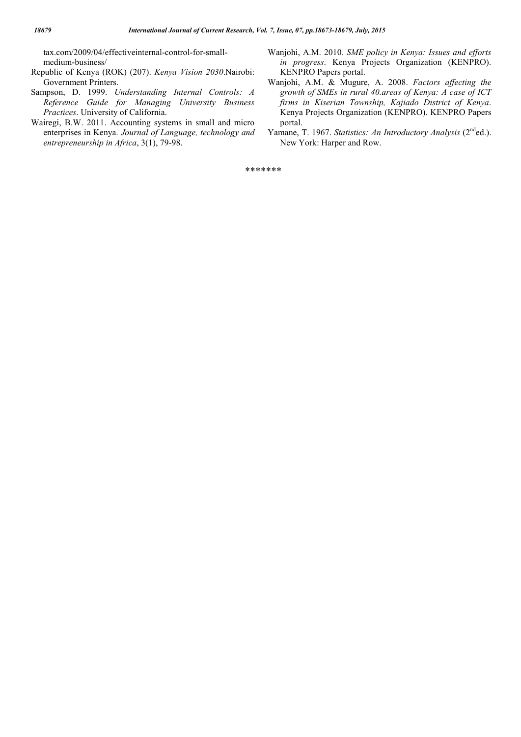tax.com/2009/04/effectiveinternal-control-for-small-medium-business/

Republic of Kenya (ROK) (207). *Kenya Vision 2030*.Nairobi: Government Printers.

Sampson, D. 1999. *Understanding Internal Controls: A Reference Guide for Managing University Business Practices*. University of California.

Wairegi, B.W. 2011. Accounting systems in small and micro enterprises in Kenya. *Journal of Language, technology and entrepreneurship in Africa*, 3(1), 79-98.

Wanjohi, A.M. 2010. *SME policy in Kenya: Issues and efforts in progress*. Kenya Projects Organization (KENPRO). KENPRO Papers portal.

Wanjohi, A.M. & Mugure, A. 2008. *Factors affecting the growth of SMEs in rural 40.areas of Kenya: A case of ICT firms in Kiserian Township, Kajiado District of Kenya*. Kenya Projects Organization (KENPRO). KENPRO Papers portal.

Yamane, T. 1967. *Statistics: An Introductory Analysis* (2nd ed.). New York: Harper and Row.

*******